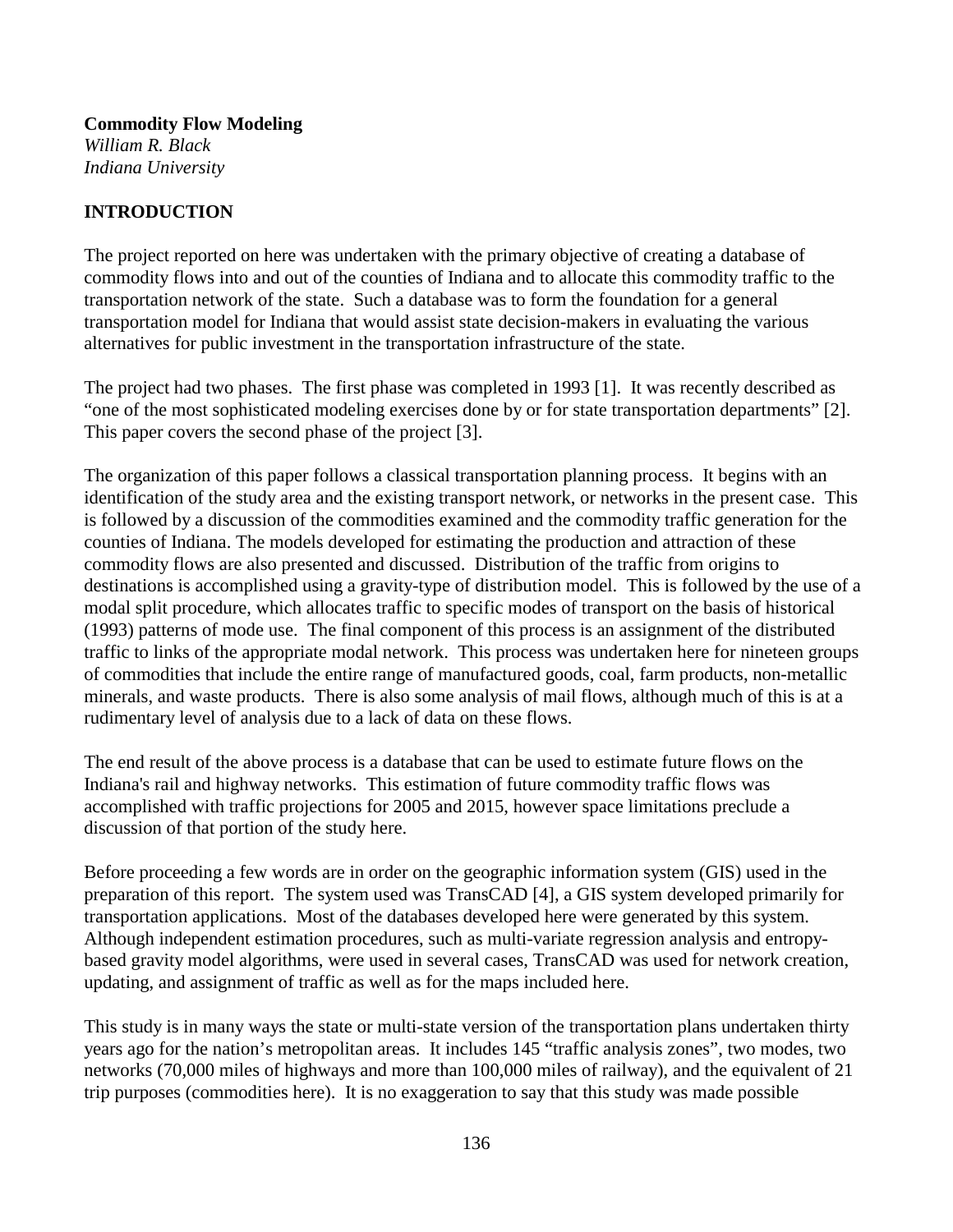**Commodity Flow Modeling**
*William R. Black*
*Indiana University*

## INTRODUCTION

The project reported on here was undertaken with the primary objective of creating a database of commodity flows into and out of the counties of Indiana and to allocate this commodity traffic to the transportation network of the state. Such a database was to form the foundation for a general transportation model for Indiana that would assist state decision-makers in evaluating the various alternatives for public investment in the transportation infrastructure of the state.

The project had two phases. The first phase was completed in 1993 [1]. It was recently described as "one of the most sophisticated modeling exercises done by or for state transportation departments" [2]. This paper covers the second phase of the project [3].

The organization of this paper follows a classical transportation planning process. It begins with an identification of the study area and the existing transport network, or networks in the present case. This is followed by a discussion of the commodities examined and the commodity traffic generation for the counties of Indiana. The models developed for estimating the production and attraction of these commodity flows are also presented and discussed. Distribution of the traffic from origins to destinations is accomplished using a gravity-type of distribution model. This is followed by the use of a modal split procedure, which allocates traffic to specific modes of transport on the basis of historical (1993) patterns of mode use. The final component of this process is an assignment of the distributed traffic to links of the appropriate modal network. This process was undertaken here for nineteen groups of commodities that include the entire range of manufactured goods, coal, farm products, non-metallic minerals, and waste products. There is also some analysis of mail flows, although much of this is at a rudimentary level of analysis due to a lack of data on these flows.

The end result of the above process is a database that can be used to estimate future flows on the Indiana's rail and highway networks. This estimation of future commodity traffic flows was accomplished with traffic projections for 2005 and 2015, however space limitations preclude a discussion of that portion of the study here.

Before proceeding a few words are in order on the geographic information system (GIS) used in the preparation of this report. The system used was TransCAD [4], a GIS system developed primarily for transportation applications. Most of the databases developed here were generated by this system. Although independent estimation procedures, such as multi-variate regression analysis and entropy-based gravity model algorithms, were used in several cases, TransCAD was used for network creation, updating, and assignment of traffic as well as for the maps included here.

This study is in many ways the state or multi-state version of the transportation plans undertaken thirty years ago for the nation's metropolitan areas. It includes 145 "traffic analysis zones", two modes, two networks (70,000 miles of highways and more than 100,000 miles of railway), and the equivalent of 21 trip purposes (commodities here). It is no exaggeration to say that this study was made possible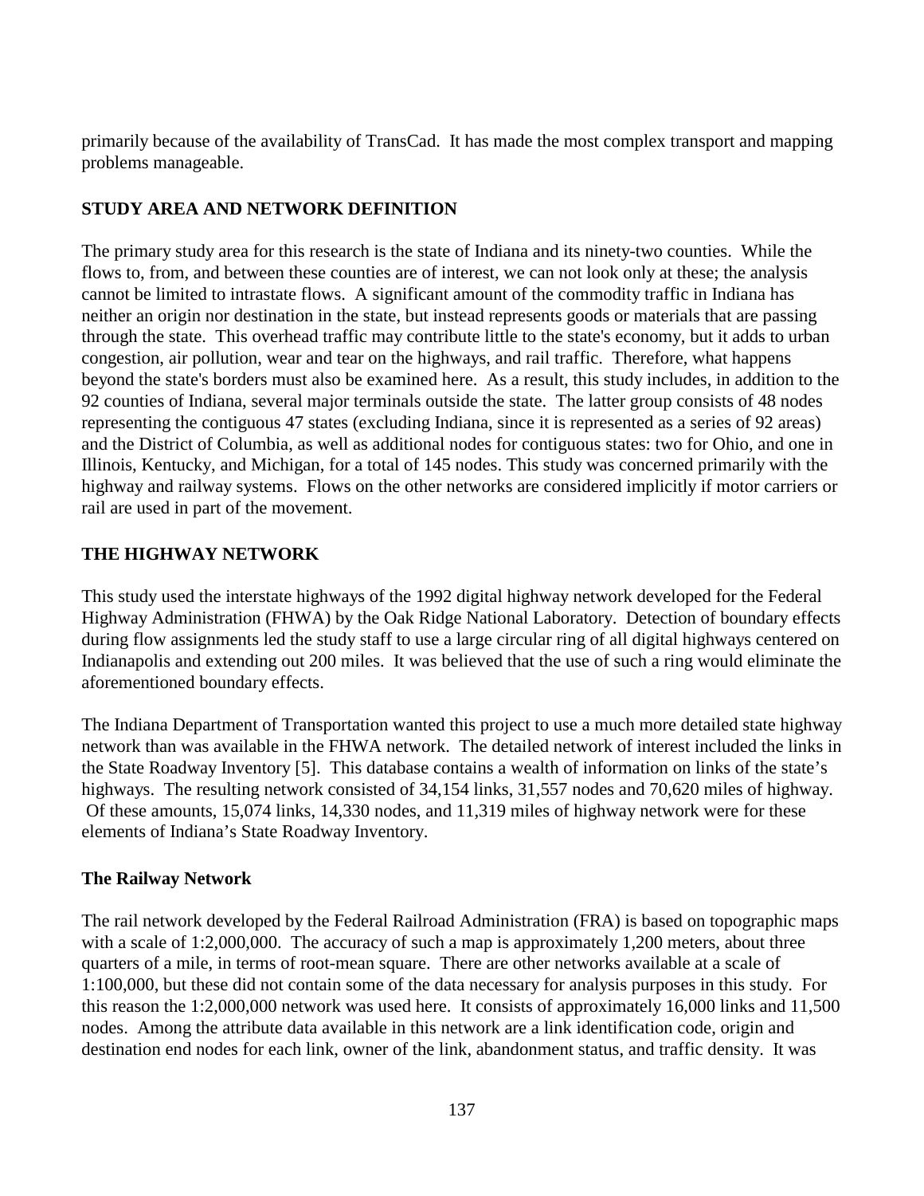primarily because of the availability of TransCad. It has made the most complex transport and mapping problems manageable.

## STUDY AREA AND NETWORK DEFINITION

The primary study area for this research is the state of Indiana and its ninety-two counties. While the flows to, from, and between these counties are of interest, we can not look only at these; the analysis cannot be limited to intrastate flows. A significant amount of the commodity traffic in Indiana has neither an origin nor destination in the state, but instead represents goods or materials that are passing through the state. This overhead traffic may contribute little to the state's economy, but it adds to urban congestion, air pollution, wear and tear on the highways, and rail traffic. Therefore, what happens beyond the state's borders must also be examined here. As a result, this study includes, in addition to the 92 counties of Indiana, several major terminals outside the state. The latter group consists of 48 nodes representing the contiguous 47 states (excluding Indiana, since it is represented as a series of 92 areas) and the District of Columbia, as well as additional nodes for contiguous states: two for Ohio, and one in Illinois, Kentucky, and Michigan, for a total of 145 nodes. This study was concerned primarily with the highway and railway systems. Flows on the other networks are considered implicitly if motor carriers or rail are used in part of the movement.

## THE HIGHWAY NETWORK

This study used the interstate highways of the 1992 digital highway network developed for the Federal Highway Administration (FHWA) by the Oak Ridge National Laboratory. Detection of boundary effects during flow assignments led the study staff to use a large circular ring of all digital highways centered on Indianapolis and extending out 200 miles. It was believed that the use of such a ring would eliminate the aforementioned boundary effects.

The Indiana Department of Transportation wanted this project to use a much more detailed state highway network than was available in the FHWA network. The detailed network of interest included the links in the State Roadway Inventory [5]. This database contains a wealth of information on links of the state's highways. The resulting network consisted of 34,154 links, 31,557 nodes and 70,620 miles of highway. Of these amounts, 15,074 links, 14,330 nodes, and 11,319 miles of highway network were for these elements of Indiana's State Roadway Inventory.

### The Railway Network

The rail network developed by the Federal Railroad Administration (FRA) is based on topographic maps with a scale of 1:2,000,000. The accuracy of such a map is approximately 1,200 meters, about three quarters of a mile, in terms of root-mean square. There are other networks available at a scale of 1:100,000, but these did not contain some of the data necessary for analysis purposes in this study. For this reason the 1:2,000,000 network was used here. It consists of approximately 16,000 links and 11,500 nodes. Among the attribute data available in this network are a link identification code, origin and destination end nodes for each link, owner of the link, abandonment status, and traffic density. It was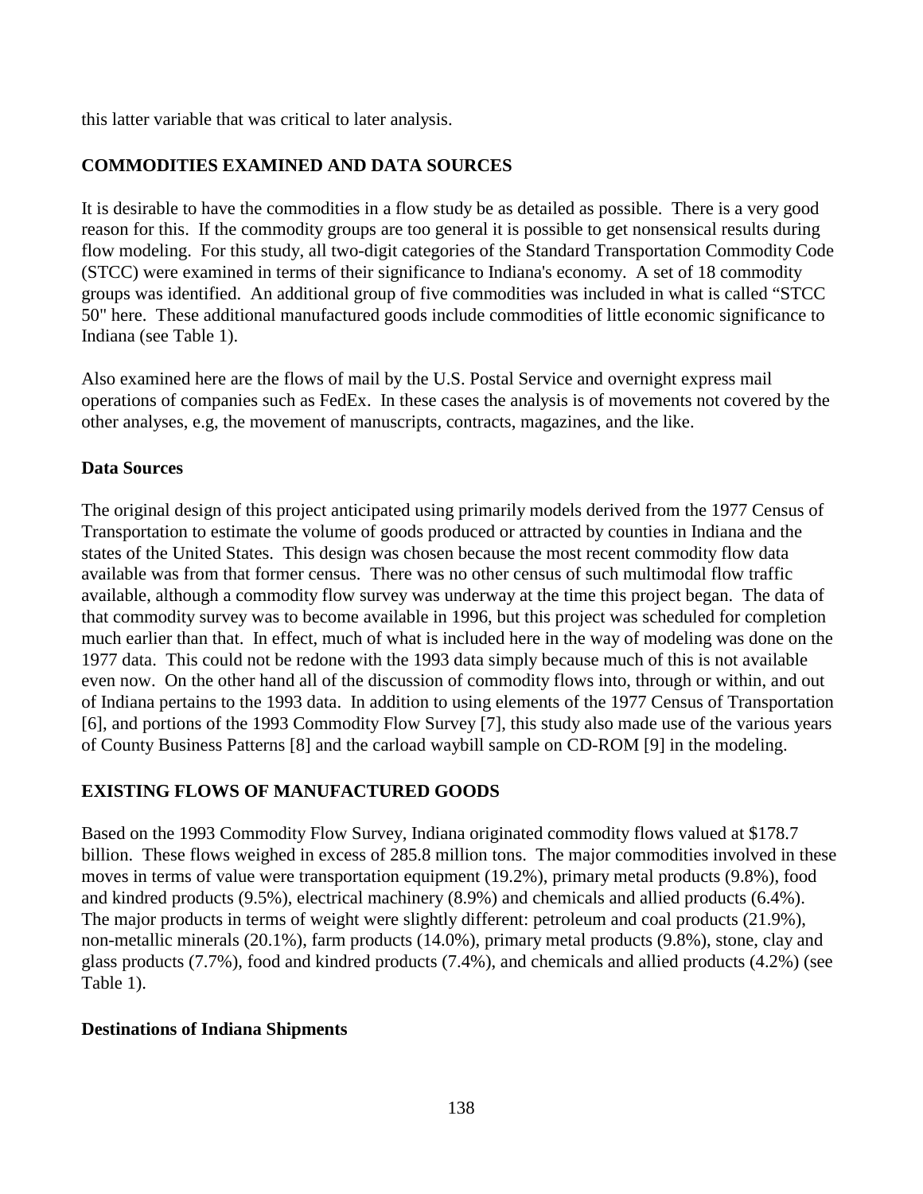this latter variable that was critical to later analysis.

## COMMODITIES EXAMINED AND DATA SOURCES

It is desirable to have the commodities in a flow study be as detailed as possible. There is a very good reason for this. If the commodity groups are too general it is possible to get nonsensical results during flow modeling. For this study, all two-digit categories of the Standard Transportation Commodity Code (STCC) were examined in terms of their significance to Indiana's economy. A set of 18 commodity groups was identified. An additional group of five commodities was included in what is called "STCC 50" here. These additional manufactured goods include commodities of little economic significance to Indiana (see Table 1).

Also examined here are the flows of mail by the U.S. Postal Service and overnight express mail operations of companies such as FedEx. In these cases the analysis is of movements not covered by the other analyses, e.g, the movement of manuscripts, contracts, magazines, and the like.

### Data Sources

The original design of this project anticipated using primarily models derived from the 1977 Census of Transportation to estimate the volume of goods produced or attracted by counties in Indiana and the states of the United States. This design was chosen because the most recent commodity flow data available was from that former census. There was no other census of such multimodal flow traffic available, although a commodity flow survey was underway at the time this project began. The data of that commodity survey was to become available in 1996, but this project was scheduled for completion much earlier than that. In effect, much of what is included here in the way of modeling was done on the 1977 data. This could not be redone with the 1993 data simply because much of this is not available even now. On the other hand all of the discussion of commodity flows into, through or within, and out of Indiana pertains to the 1993 data. In addition to using elements of the 1977 Census of Transportation [6], and portions of the 1993 Commodity Flow Survey [7], this study also made use of the various years of County Business Patterns [8] and the carload waybill sample on CD-ROM [9] in the modeling.

## EXISTING FLOWS OF MANUFACTURED GOODS

Based on the 1993 Commodity Flow Survey, Indiana originated commodity flows valued at $178.7 billion. These flows weighed in excess of 285.8 million tons. The major commodities involved in these moves in terms of value were transportation equipment (19.2%), primary metal products (9.8%), food and kindred products (9.5%), electrical machinery (8.9%) and chemicals and allied products (6.4%). The major products in terms of weight were slightly different: petroleum and coal products (21.9%), non-metallic minerals (20.1%), farm products (14.0%), primary metal products (9.8%), stone, clay and glass products (7.7%), food and kindred products (7.4%), and chemicals and allied products (4.2%) (see Table 1).

### Destinations of Indiana Shipments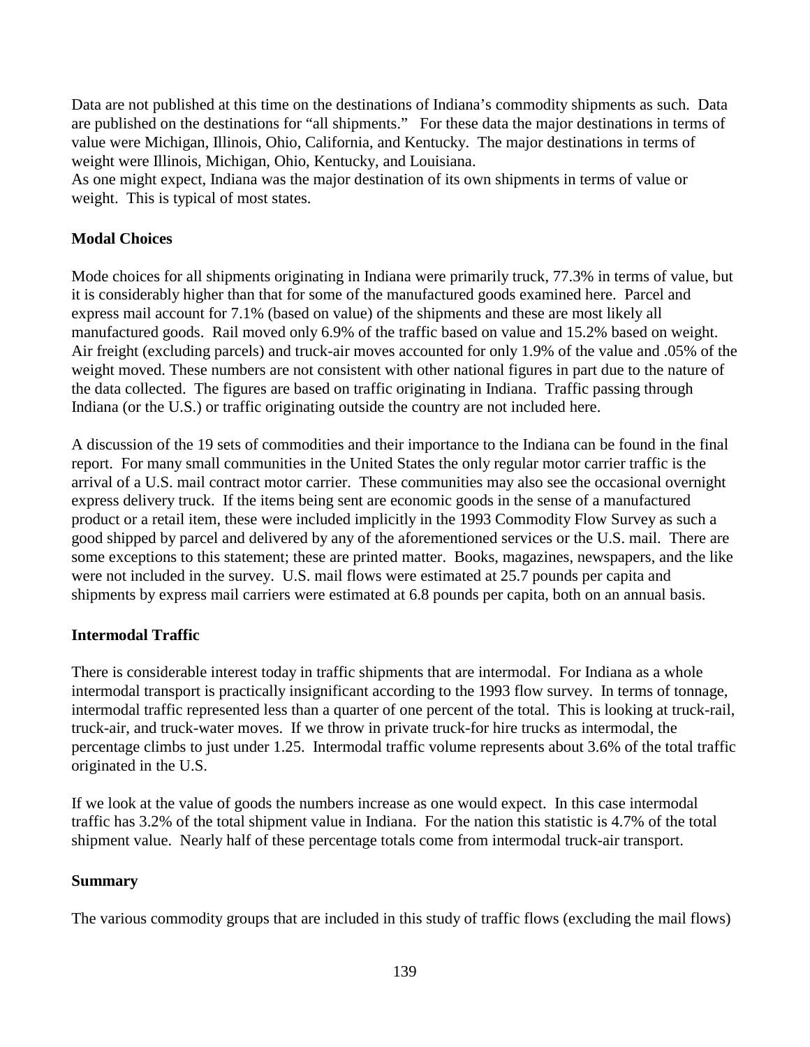Data are not published at this time on the destinations of Indiana's commodity shipments as such. Data are published on the destinations for "all shipments." For these data the major destinations in terms of value were Michigan, Illinois, Ohio, California, and Kentucky. The major destinations in terms of weight were Illinois, Michigan, Ohio, Kentucky, and Louisiana.
As one might expect, Indiana was the major destination of its own shipments in terms of value or weight. This is typical of most states.

**Modal Choices**

Mode choices for all shipments originating in Indiana were primarily truck, 77.3% in terms of value, but it is considerably higher than that for some of the manufactured goods examined here. Parcel and express mail account for 7.1% (based on value) of the shipments and these are most likely all manufactured goods. Rail moved only 6.9% of the traffic based on value and 15.2% based on weight. Air freight (excluding parcels) and truck-air moves accounted for only 1.9% of the value and .05% of the weight moved. These numbers are not consistent with other national figures in part due to the nature of the data collected. The figures are based on traffic originating in Indiana. Traffic passing through Indiana (or the U.S.) or traffic originating outside the country are not included here.

A discussion of the 19 sets of commodities and their importance to the Indiana can be found in the final report. For many small communities in the United States the only regular motor carrier traffic is the arrival of a U.S. mail contract motor carrier. These communities may also see the occasional overnight express delivery truck. If the items being sent are economic goods in the sense of a manufactured product or a retail item, these were included implicitly in the 1993 Commodity Flow Survey as such a good shipped by parcel and delivered by any of the aforementioned services or the U.S. mail. There are some exceptions to this statement; these are printed matter. Books, magazines, newspapers, and the like were not included in the survey. U.S. mail flows were estimated at 25.7 pounds per capita and shipments by express mail carriers were estimated at 6.8 pounds per capita, both on an annual basis.

**Intermodal Traffic**

There is considerable interest today in traffic shipments that are intermodal. For Indiana as a whole intermodal transport is practically insignificant according to the 1993 flow survey. In terms of tonnage, intermodal traffic represented less than a quarter of one percent of the total. This is looking at truck-rail, truck-air, and truck-water moves. If we throw in private truck-for hire trucks as intermodal, the percentage climbs to just under 1.25. Intermodal traffic volume represents about 3.6% of the total traffic originated in the U.S.

If we look at the value of goods the numbers increase as one would expect. In this case intermodal traffic has 3.2% of the total shipment value in Indiana. For the nation this statistic is 4.7% of the total shipment value. Nearly half of these percentage totals come from intermodal truck-air transport.

**Summary**

The various commodity groups that are included in this study of traffic flows (excluding the mail flows)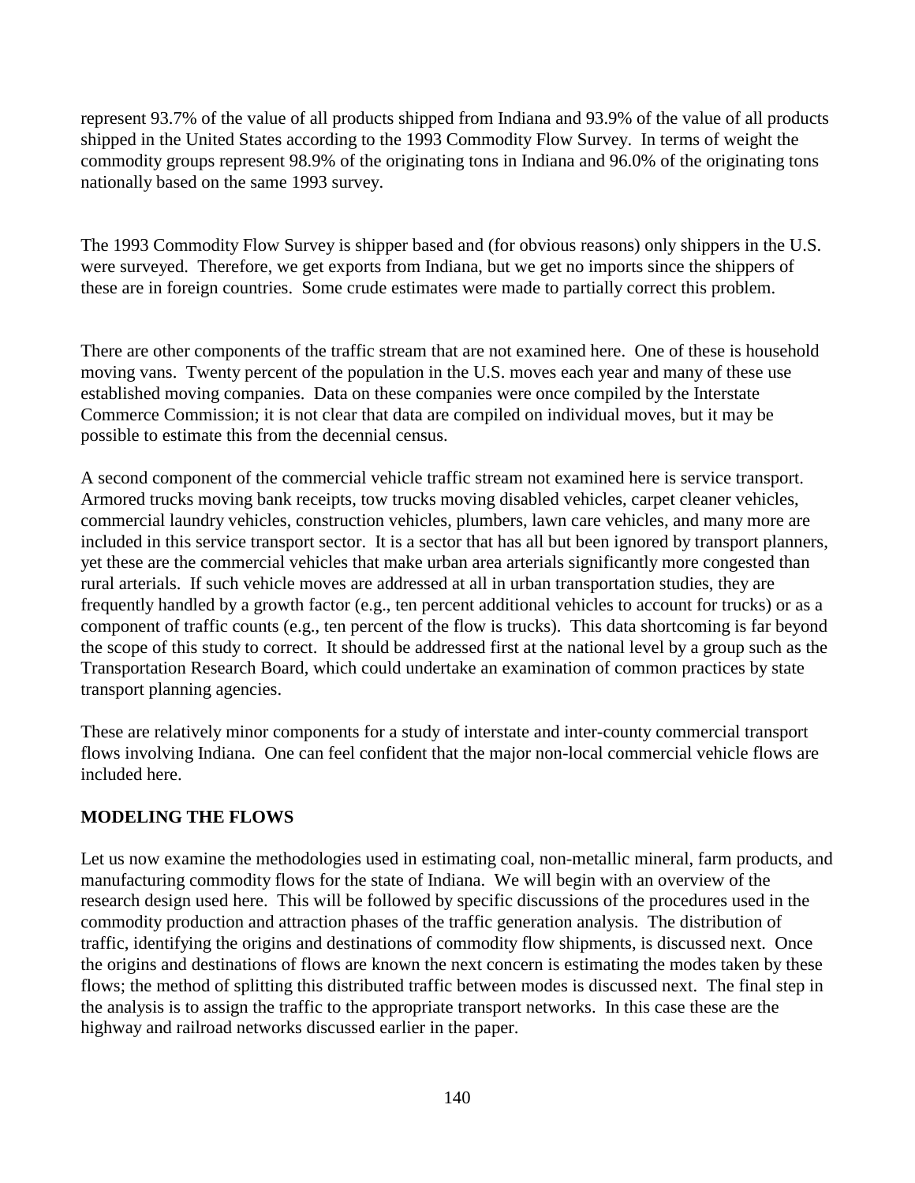represent 93.7% of the value of all products shipped from Indiana and 93.9% of the value of all products shipped in the United States according to the 1993 Commodity Flow Survey. In terms of weight the commodity groups represent 98.9% of the originating tons in Indiana and 96.0% of the originating tons nationally based on the same 1993 survey.

The 1993 Commodity Flow Survey is shipper based and (for obvious reasons) only shippers in the U.S. were surveyed. Therefore, we get exports from Indiana, but we get no imports since the shippers of these are in foreign countries. Some crude estimates were made to partially correct this problem.

There are other components of the traffic stream that are not examined here. One of these is household moving vans. Twenty percent of the population in the U.S. moves each year and many of these use established moving companies. Data on these companies were once compiled by the Interstate Commerce Commission; it is not clear that data are compiled on individual moves, but it may be possible to estimate this from the decennial census.

A second component of the commercial vehicle traffic stream not examined here is service transport. Armored trucks moving bank receipts, tow trucks moving disabled vehicles, carpet cleaner vehicles, commercial laundry vehicles, construction vehicles, plumbers, lawn care vehicles, and many more are included in this service transport sector. It is a sector that has all but been ignored by transport planners, yet these are the commercial vehicles that make urban area arterials significantly more congested than rural arterials. If such vehicle moves are addressed at all in urban transportation studies, they are frequently handled by a growth factor (e.g., ten percent additional vehicles to account for trucks) or as a component of traffic counts (e.g., ten percent of the flow is trucks). This data shortcoming is far beyond the scope of this study to correct. It should be addressed first at the national level by a group such as the Transportation Research Board, which could undertake an examination of common practices by state transport planning agencies.

These are relatively minor components for a study of interstate and inter-county commercial transport flows involving Indiana. One can feel confident that the major non-local commercial vehicle flows are included here.

## MODELING THE FLOWS

Let us now examine the methodologies used in estimating coal, non-metallic mineral, farm products, and manufacturing commodity flows for the state of Indiana. We will begin with an overview of the research design used here. This will be followed by specific discussions of the procedures used in the commodity production and attraction phases of the traffic generation analysis. The distribution of traffic, identifying the origins and destinations of commodity flow shipments, is discussed next. Once the origins and destinations of flows are known the next concern is estimating the modes taken by these flows; the method of splitting this distributed traffic between modes is discussed next. The final step in the analysis is to assign the traffic to the appropriate transport networks. In this case these are the highway and railroad networks discussed earlier in the paper.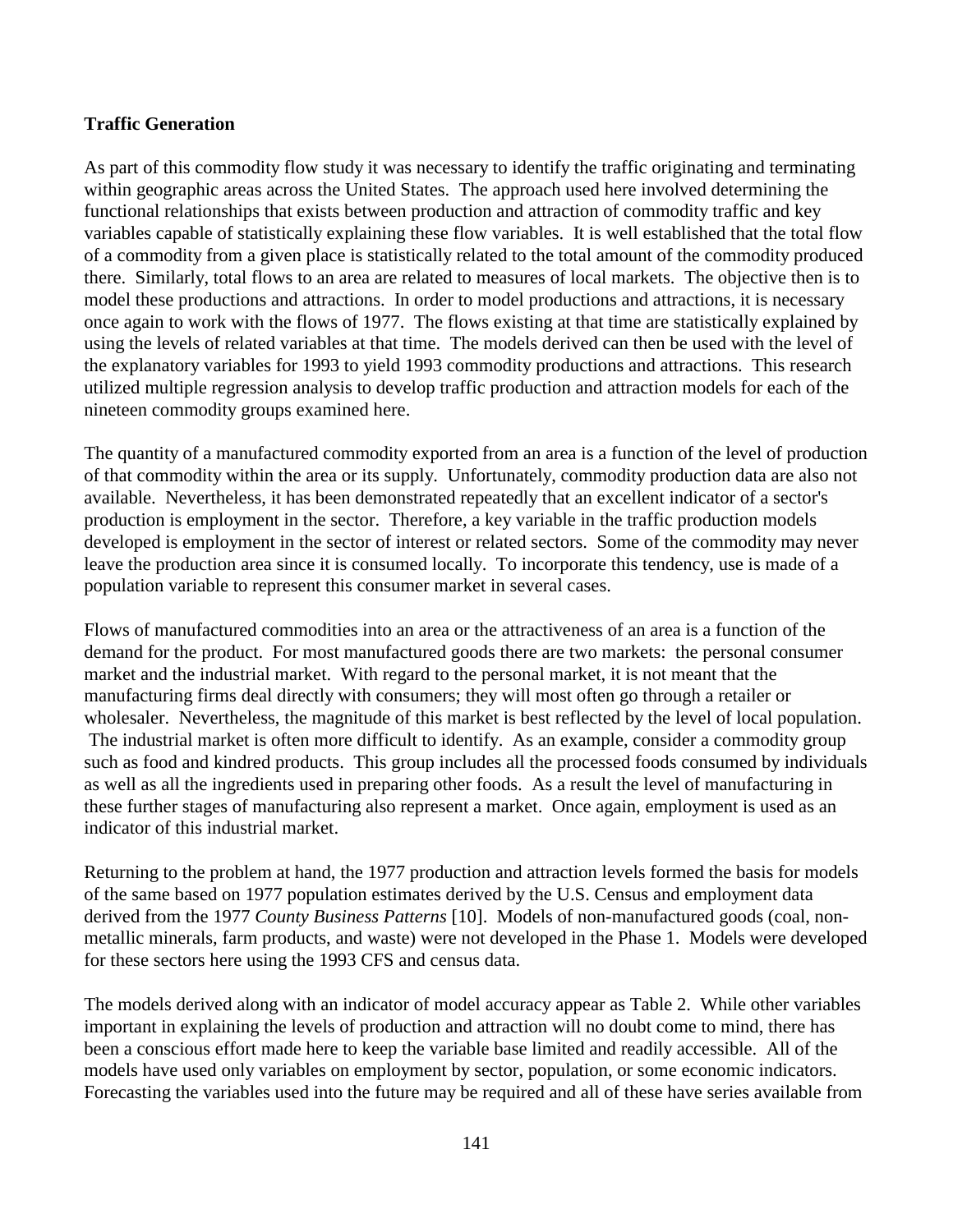**Traffic Generation**

As part of this commodity flow study it was necessary to identify the traffic originating and terminating within geographic areas across the United States. The approach used here involved determining the functional relationships that exists between production and attraction of commodity traffic and key variables capable of statistically explaining these flow variables. It is well established that the total flow of a commodity from a given place is statistically related to the total amount of the commodity produced there. Similarly, total flows to an area are related to measures of local markets. The objective then is to model these productions and attractions. In order to model productions and attractions, it is necessary once again to work with the flows of 1977. The flows existing at that time are statistically explained by using the levels of related variables at that time. The models derived can then be used with the level of the explanatory variables for 1993 to yield 1993 commodity productions and attractions. This research utilized multiple regression analysis to develop traffic production and attraction models for each of the nineteen commodity groups examined here.

The quantity of a manufactured commodity exported from an area is a function of the level of production of that commodity within the area or its supply. Unfortunately, commodity production data are also not available. Nevertheless, it has been demonstrated repeatedly that an excellent indicator of a sector's production is employment in the sector. Therefore, a key variable in the traffic production models developed is employment in the sector of interest or related sectors. Some of the commodity may never leave the production area since it is consumed locally. To incorporate this tendency, use is made of a population variable to represent this consumer market in several cases.

Flows of manufactured commodities into an area or the attractiveness of an area is a function of the demand for the product. For most manufactured goods there are two markets: the personal consumer market and the industrial market. With regard to the personal market, it is not meant that the manufacturing firms deal directly with consumers; they will most often go through a retailer or wholesaler. Nevertheless, the magnitude of this market is best reflected by the level of local population. The industrial market is often more difficult to identify. As an example, consider a commodity group such as food and kindred products. This group includes all the processed foods consumed by individuals as well as all the ingredients used in preparing other foods. As a result the level of manufacturing in these further stages of manufacturing also represent a market. Once again, employment is used as an indicator of this industrial market.

Returning to the problem at hand, the 1977 production and attraction levels formed the basis for models of the same based on 1977 population estimates derived by the U.S. Census and employment data derived from the 1977 *County Business Patterns* [10]. Models of non-manufactured goods (coal, non-metallic minerals, farm products, and waste) were not developed in the Phase 1. Models were developed for these sectors here using the 1993 CFS and census data.

The models derived along with an indicator of model accuracy appear as Table 2. While other variables important in explaining the levels of production and attraction will no doubt come to mind, there has been a conscious effort made here to keep the variable base limited and readily accessible. All of the models have used only variables on employment by sector, population, or some economic indicators. Forecasting the variables used into the future may be required and all of these have series available from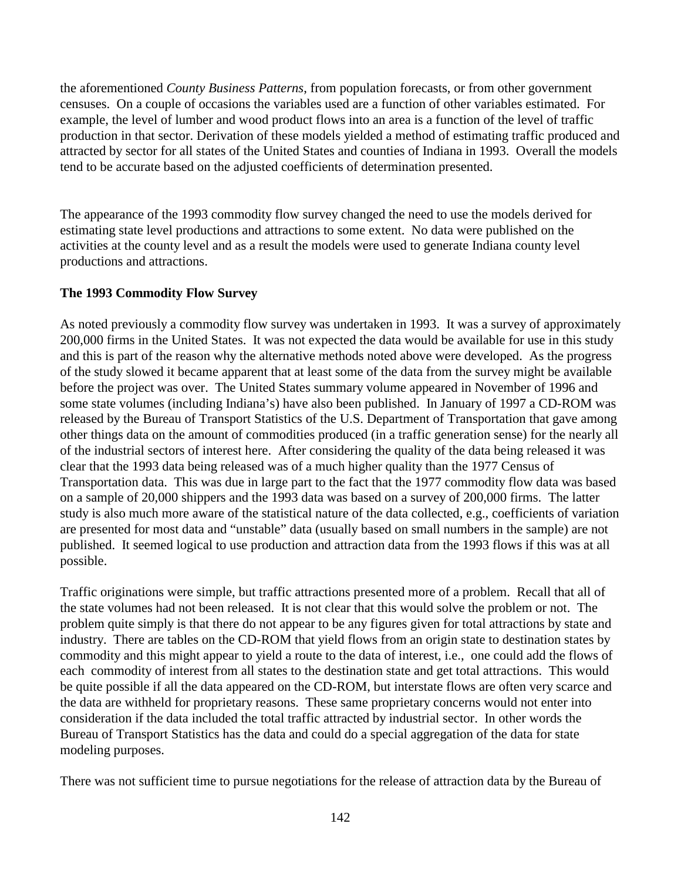the aforementioned *County Business Patterns*, from population forecasts, or from other government censuses. On a couple of occasions the variables used are a function of other variables estimated. For example, the level of lumber and wood product flows into an area is a function of the level of traffic production in that sector. Derivation of these models yielded a method of estimating traffic produced and attracted by sector for all states of the United States and counties of Indiana in 1993. Overall the models tend to be accurate based on the adjusted coefficients of determination presented.

The appearance of the 1993 commodity flow survey changed the need to use the models derived for estimating state level productions and attractions to some extent. No data were published on the activities at the county level and as a result the models were used to generate Indiana county level productions and attractions.

**The 1993 Commodity Flow Survey**

As noted previously a commodity flow survey was undertaken in 1993. It was a survey of approximately 200,000 firms in the United States. It was not expected the data would be available for use in this study and this is part of the reason why the alternative methods noted above were developed. As the progress of the study slowed it became apparent that at least some of the data from the survey might be available before the project was over. The United States summary volume appeared in November of 1996 and some state volumes (including Indiana's) have also been published. In January of 1997 a CD-ROM was released by the Bureau of Transport Statistics of the U.S. Department of Transportation that gave among other things data on the amount of commodities produced (in a traffic generation sense) for the nearly all of the industrial sectors of interest here. After considering the quality of the data being released it was clear that the 1993 data being released was of a much higher quality than the 1977 Census of Transportation data. This was due in large part to the fact that the 1977 commodity flow data was based on a sample of 20,000 shippers and the 1993 data was based on a survey of 200,000 firms. The latter study is also much more aware of the statistical nature of the data collected, e.g., coefficients of variation are presented for most data and "unstable" data (usually based on small numbers in the sample) are not published. It seemed logical to use production and attraction data from the 1993 flows if this was at all possible.

Traffic originations were simple, but traffic attractions presented more of a problem. Recall that all of the state volumes had not been released. It is not clear that this would solve the problem or not. The problem quite simply is that there do not appear to be any figures given for total attractions by state and industry. There are tables on the CD-ROM that yield flows from an origin state to destination states by commodity and this might appear to yield a route to the data of interest, i.e., one could add the flows of each commodity of interest from all states to the destination state and get total attractions. This would be quite possible if all the data appeared on the CD-ROM, but interstate flows are often very scarce and the data are withheld for proprietary reasons. These same proprietary concerns would not enter into consideration if the data included the total traffic attracted by industrial sector. In other words the Bureau of Transport Statistics has the data and could do a special aggregation of the data for state modeling purposes.

There was not sufficient time to pursue negotiations for the release of attraction data by the Bureau of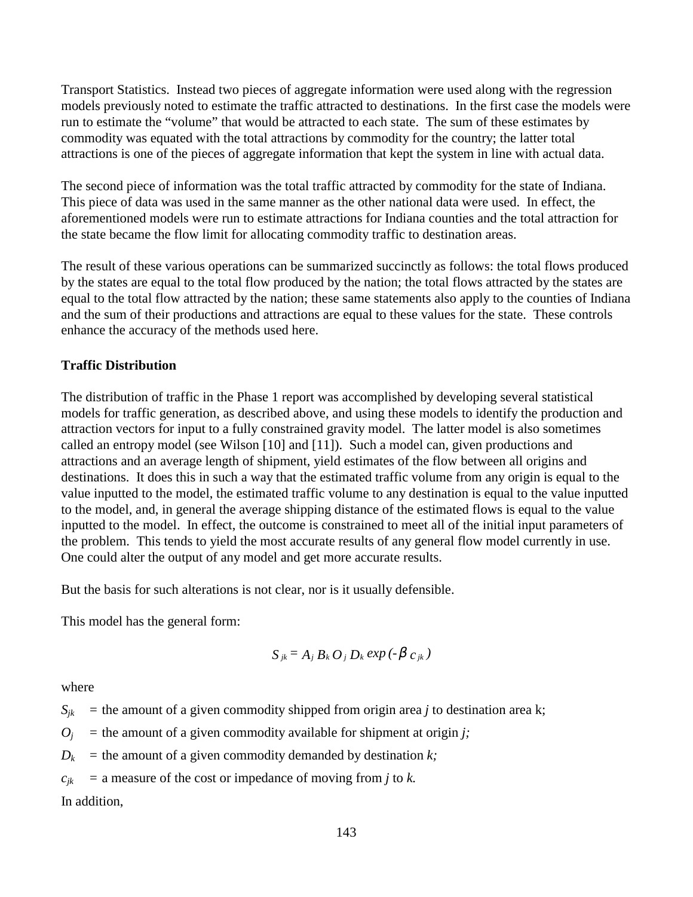Transport Statistics. Instead two pieces of aggregate information were used along with the regression models previously noted to estimate the traffic attracted to destinations. In the first case the models were run to estimate the "volume" that would be attracted to each state. The sum of these estimates by commodity was equated with the total attractions by commodity for the country; the latter total attractions is one of the pieces of aggregate information that kept the system in line with actual data.

The second piece of information was the total traffic attracted by commodity for the state of Indiana. This piece of data was used in the same manner as the other national data were used. In effect, the aforementioned models were run to estimate attractions for Indiana counties and the total attraction for the state became the flow limit for allocating commodity traffic to destination areas.

The result of these various operations can be summarized succinctly as follows: the total flows produced by the states are equal to the total flow produced by the nation; the total flows attracted by the states are equal to the total flow attracted by the nation; these same statements also apply to the counties of Indiana and the sum of their productions and attractions are equal to these values for the state. These controls enhance the accuracy of the methods used here.

**Traffic Distribution**

The distribution of traffic in the Phase 1 report was accomplished by developing several statistical models for traffic generation, as described above, and using these models to identify the production and attraction vectors for input to a fully constrained gravity model. The latter model is also sometimes called an entropy model (see Wilson [10] and [11]). Such a model can, given productions and attractions and an average length of shipment, yield estimates of the flow between all origins and destinations. It does this in such a way that the estimated traffic volume from any origin is equal to the value inputted to the model, the estimated traffic volume to any destination is equal to the value inputted to the model, and, in general the average shipping distance of the estimated flows is equal to the value inputted to the model. In effect, the outcome is constrained to meet all of the initial input parameters of the problem. This tends to yield the most accurate results of any general flow model currently in use. One could alter the output of any model and get more accurate results.

But the basis for such alterations is not clear, nor is it usually defensible.

This model has the general form:

$$S_{jk} = A_j \, B_k \, O_j \, D_k \, exp\,(-\beta \, c_{jk})$$

where

$S_{jk}$ = the amount of a given commodity shipped from origin area *j* to destination area k;

$O_j$ = the amount of a given commodity available for shipment at origin *j;*

$D_k$ = the amount of a given commodity demanded by destination *k;*

$c_{jk}$ = a measure of the cost or impedance of moving from *j* to *k.*

In addition,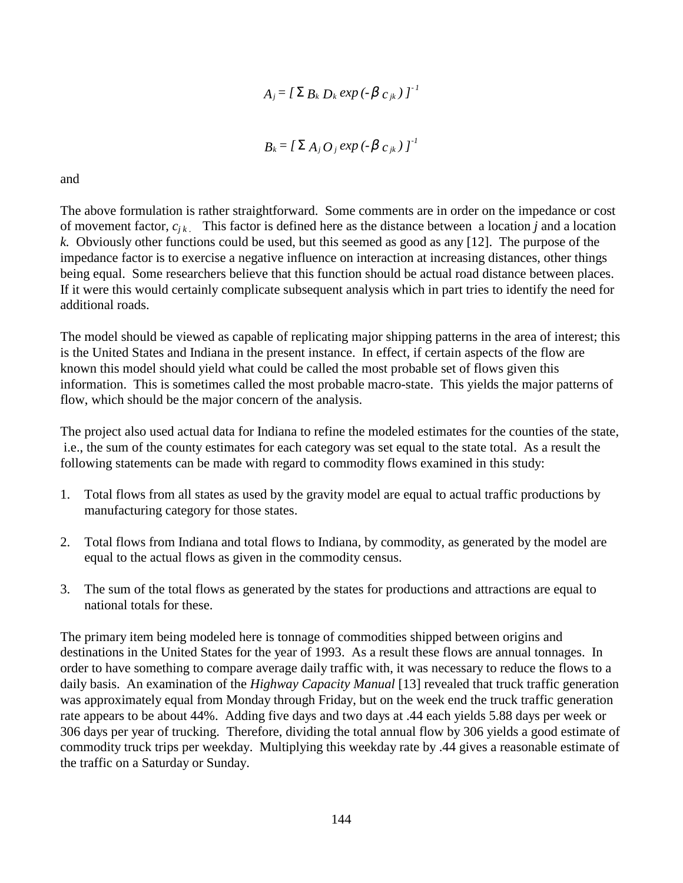$$A_j = [\, \Sigma\, B_k\, D_k \exp(-\beta\, c_{jk})\, ]^{-1}$$

$$B_k = [\, \Sigma\, A_j\, O_j \exp(-\beta\, c_{jk})\, ]^{-1}$$

and

The above formulation is rather straightforward. Some comments are in order on the impedance or cost of movement factor, $c_{jk}$. This factor is defined here as the distance between a location $j$ and a location $k$. Obviously other functions could be used, but this seemed as good as any [12]. The purpose of the impedance factor is to exercise a negative influence on interaction at increasing distances, other things being equal. Some researchers believe that this function should be actual road distance between places. If it were this would certainly complicate subsequent analysis which in part tries to identify the need for additional roads.

The model should be viewed as capable of replicating major shipping patterns in the area of interest; this is the United States and Indiana in the present instance. In effect, if certain aspects of the flow are known this model should yield what could be called the most probable set of flows given this information. This is sometimes called the most probable macro-state. This yields the major patterns of flow, which should be the major concern of the analysis.

The project also used actual data for Indiana to refine the modeled estimates for the counties of the state, i.e., the sum of the county estimates for each category was set equal to the state total. As a result the following statements can be made with regard to commodity flows examined in this study:

1. Total flows from all states as used by the gravity model are equal to actual traffic productions by manufacturing category for those states.

2. Total flows from Indiana and total flows to Indiana, by commodity, as generated by the model are equal to the actual flows as given in the commodity census.

3. The sum of the total flows as generated by the states for productions and attractions are equal to national totals for these.

The primary item being modeled here is tonnage of commodities shipped between origins and destinations in the United States for the year of 1993. As a result these flows are annual tonnages. In order to have something to compare average daily traffic with, it was necessary to reduce the flows to a daily basis. An examination of the *Highway Capacity Manual* [13] revealed that truck traffic generation was approximately equal from Monday through Friday, but on the week end the truck traffic generation rate appears to be about 44%. Adding five days and two days at .44 each yields 5.88 days per week or 306 days per year of trucking. Therefore, dividing the total annual flow by 306 yields a good estimate of commodity truck trips per weekday. Multiplying this weekday rate by .44 gives a reasonable estimate of the traffic on a Saturday or Sunday.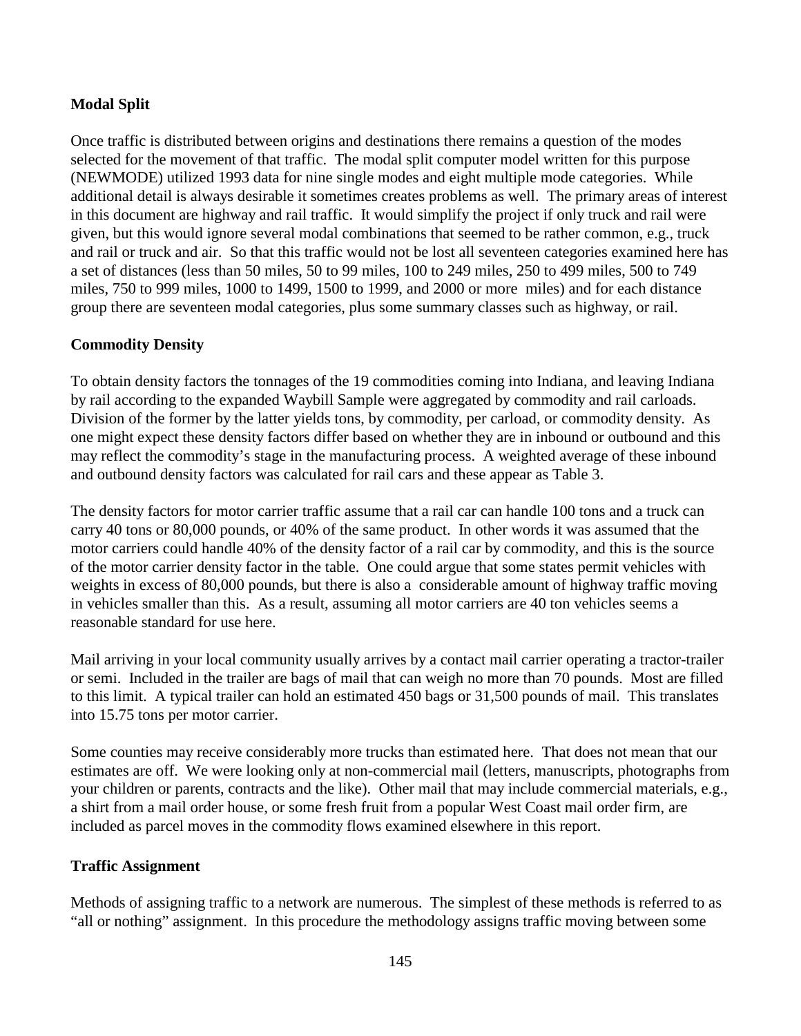**Modal Split**

Once traffic is distributed between origins and destinations there remains a question of the modes selected for the movement of that traffic. The modal split computer model written for this purpose (NEWMODE) utilized 1993 data for nine single modes and eight multiple mode categories. While additional detail is always desirable it sometimes creates problems as well. The primary areas of interest in this document are highway and rail traffic. It would simplify the project if only truck and rail were given, but this would ignore several modal combinations that seemed to be rather common, e.g., truck and rail or truck and air. So that this traffic would not be lost all seventeen categories examined here has a set of distances (less than 50 miles, 50 to 99 miles, 100 to 249 miles, 250 to 499 miles, 500 to 749 miles, 750 to 999 miles, 1000 to 1499, 1500 to 1999, and 2000 or more miles) and for each distance group there are seventeen modal categories, plus some summary classes such as highway, or rail.

**Commodity Density**

To obtain density factors the tonnages of the 19 commodities coming into Indiana, and leaving Indiana by rail according to the expanded Waybill Sample were aggregated by commodity and rail carloads. Division of the former by the latter yields tons, by commodity, per carload, or commodity density. As one might expect these density factors differ based on whether they are in inbound or outbound and this may reflect the commodity's stage in the manufacturing process. A weighted average of these inbound and outbound density factors was calculated for rail cars and these appear as Table 3.

The density factors for motor carrier traffic assume that a rail car can handle 100 tons and a truck can carry 40 tons or 80,000 pounds, or 40% of the same product. In other words it was assumed that the motor carriers could handle 40% of the density factor of a rail car by commodity, and this is the source of the motor carrier density factor in the table. One could argue that some states permit vehicles with weights in excess of 80,000 pounds, but there is also a considerable amount of highway traffic moving in vehicles smaller than this. As a result, assuming all motor carriers are 40 ton vehicles seems a reasonable standard for use here.

Mail arriving in your local community usually arrives by a contact mail carrier operating a tractor-trailer or semi. Included in the trailer are bags of mail that can weigh no more than 70 pounds. Most are filled to this limit. A typical trailer can hold an estimated 450 bags or 31,500 pounds of mail. This translates into 15.75 tons per motor carrier.

Some counties may receive considerably more trucks than estimated here. That does not mean that our estimates are off. We were looking only at non-commercial mail (letters, manuscripts, photographs from your children or parents, contracts and the like). Other mail that may include commercial materials, e.g., a shirt from a mail order house, or some fresh fruit from a popular West Coast mail order firm, are included as parcel moves in the commodity flows examined elsewhere in this report.

**Traffic Assignment**

Methods of assigning traffic to a network are numerous. The simplest of these methods is referred to as "all or nothing" assignment. In this procedure the methodology assigns traffic moving between some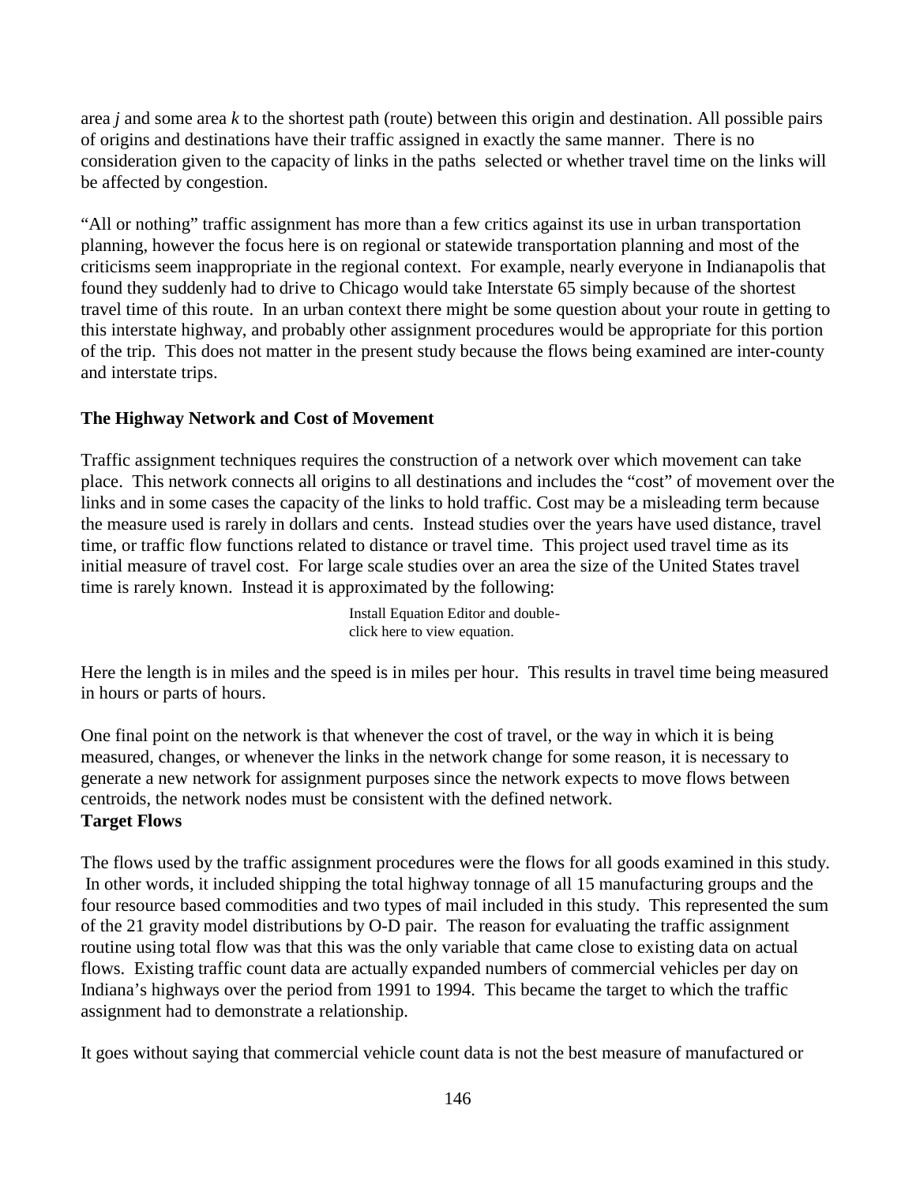area *j* and some area *k* to the shortest path (route) between this origin and destination. All possible pairs of origins and destinations have their traffic assigned in exactly the same manner. There is no consideration given to the capacity of links in the paths selected or whether travel time on the links will be affected by congestion.

"All or nothing" traffic assignment has more than a few critics against its use in urban transportation planning, however the focus here is on regional or statewide transportation planning and most of the criticisms seem inappropriate in the regional context. For example, nearly everyone in Indianapolis that found they suddenly had to drive to Chicago would take Interstate 65 simply because of the shortest travel time of this route. In an urban context there might be some question about your route in getting to this interstate highway, and probably other assignment procedures would be appropriate for this portion of the trip. This does not matter in the present study because the flows being examined are inter-county and interstate trips.

**The Highway Network and Cost of Movement**

Traffic assignment techniques requires the construction of a network over which movement can take place. This network connects all origins to all destinations and includes the "cost" of movement over the links and in some cases the capacity of the links to hold traffic. Cost may be a misleading term because the measure used is rarely in dollars and cents. Instead studies over the years have used distance, travel time, or traffic flow functions related to distance or travel time. This project used travel time as its initial measure of travel cost. For large scale studies over an area the size of the United States travel time is rarely known. Instead it is approximated by the following:

Install Equation Editor and double-click here to view equation.

Here the length is in miles and the speed is in miles per hour. This results in travel time being measured in hours or parts of hours.

One final point on the network is that whenever the cost of travel, or the way in which it is being measured, changes, or whenever the links in the network change for some reason, it is necessary to generate a new network for assignment purposes since the network expects to move flows between centroids, the network nodes must be consistent with the defined network.

**Target Flows**

The flows used by the traffic assignment procedures were the flows for all goods examined in this study. In other words, it included shipping the total highway tonnage of all 15 manufacturing groups and the four resource based commodities and two types of mail included in this study. This represented the sum of the 21 gravity model distributions by O-D pair. The reason for evaluating the traffic assignment routine using total flow was that this was the only variable that came close to existing data on actual flows. Existing traffic count data are actually expanded numbers of commercial vehicles per day on Indiana's highways over the period from 1991 to 1994. This became the target to which the traffic assignment had to demonstrate a relationship.

It goes without saying that commercial vehicle count data is not the best measure of manufactured or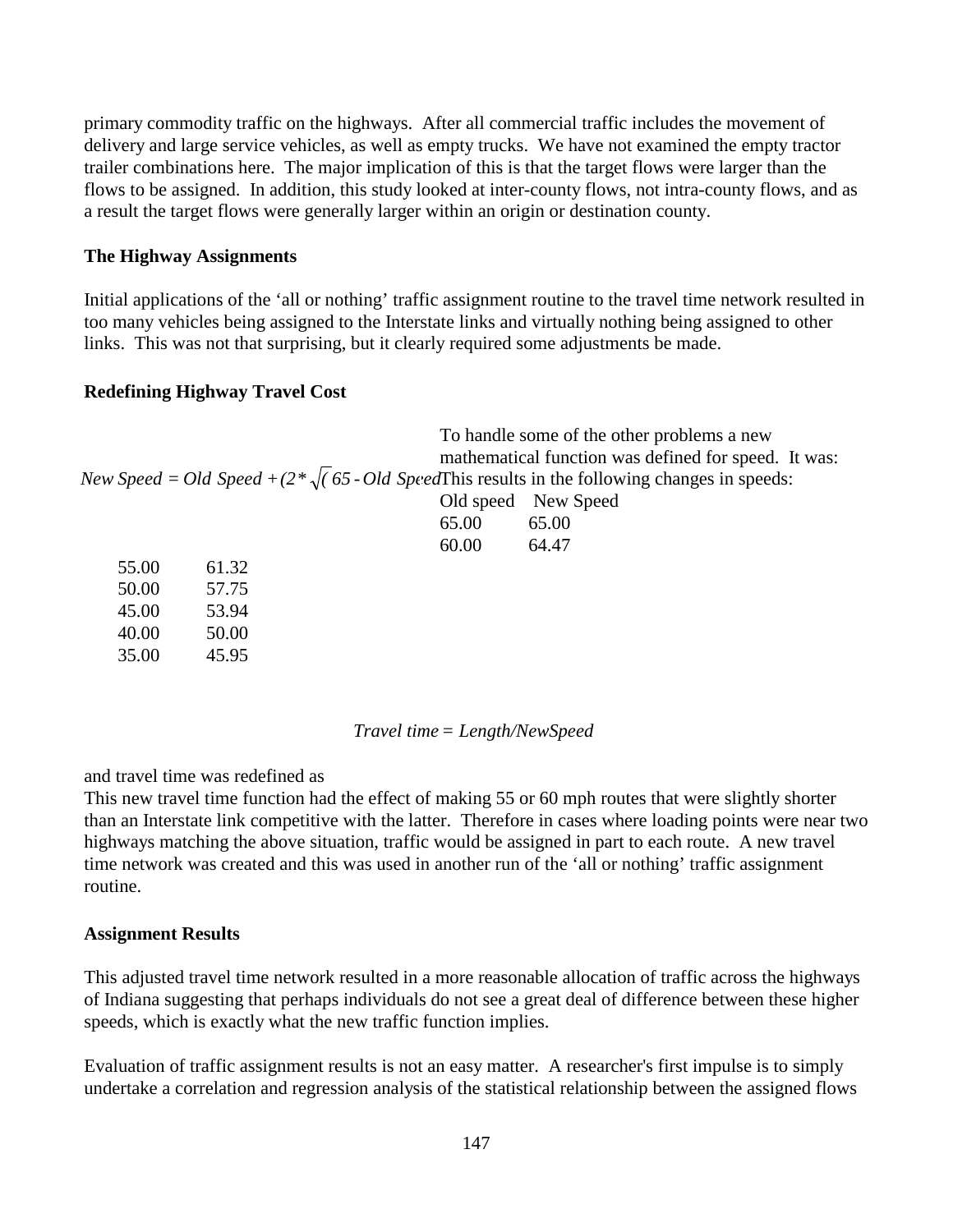primary commodity traffic on the highways. After all commercial traffic includes the movement of delivery and large service vehicles, as well as empty trucks. We have not examined the empty tractor trailer combinations here. The major implication of this is that the target flows were larger than the flows to be assigned. In addition, this study looked at inter-county flows, not intra-county flows, and as a result the target flows were generally larger within an origin or destination county.

**The Highway Assignments**

Initial applications of the 'all or nothing' traffic assignment routine to the travel time network resulted in too many vehicles being assigned to the Interstate links and virtually nothing being assigned to other links. This was not that surprising, but it clearly required some adjustments be made.

**Redefining Highway Travel Cost**

To handle some of the other problems a new mathematical function was defined for speed. It was:

$$New\ Speed = Old\ Speed + (2 * \sqrt{(65 - Old\ Speed)})$$

This results in the following changes in speeds:

| Old speed | New Speed |
|---|---|
| 65.00 | 65.00 |
| 60.00 | 64.47 |
| 55.00 | 61.32 |
| 50.00 | 57.75 |
| 45.00 | 53.94 |
| 40.00 | 50.00 |
| 35.00 | 45.95 |

and travel time was redefined as

$$Travel\ time = Length/NewSpeed$$

This new travel time function had the effect of making 55 or 60 mph routes that were slightly shorter than an Interstate link competitive with the latter. Therefore in cases where loading points were near two highways matching the above situation, traffic would be assigned in part to each route. A new travel time network was created and this was used in another run of the 'all or nothing' traffic assignment routine.

**Assignment Results**

This adjusted travel time network resulted in a more reasonable allocation of traffic across the highways of Indiana suggesting that perhaps individuals do not see a great deal of difference between these higher speeds, which is exactly what the new traffic function implies.

Evaluation of traffic assignment results is not an easy matter. A researcher's first impulse is to simply undertake a correlation and regression analysis of the statistical relationship between the assigned flows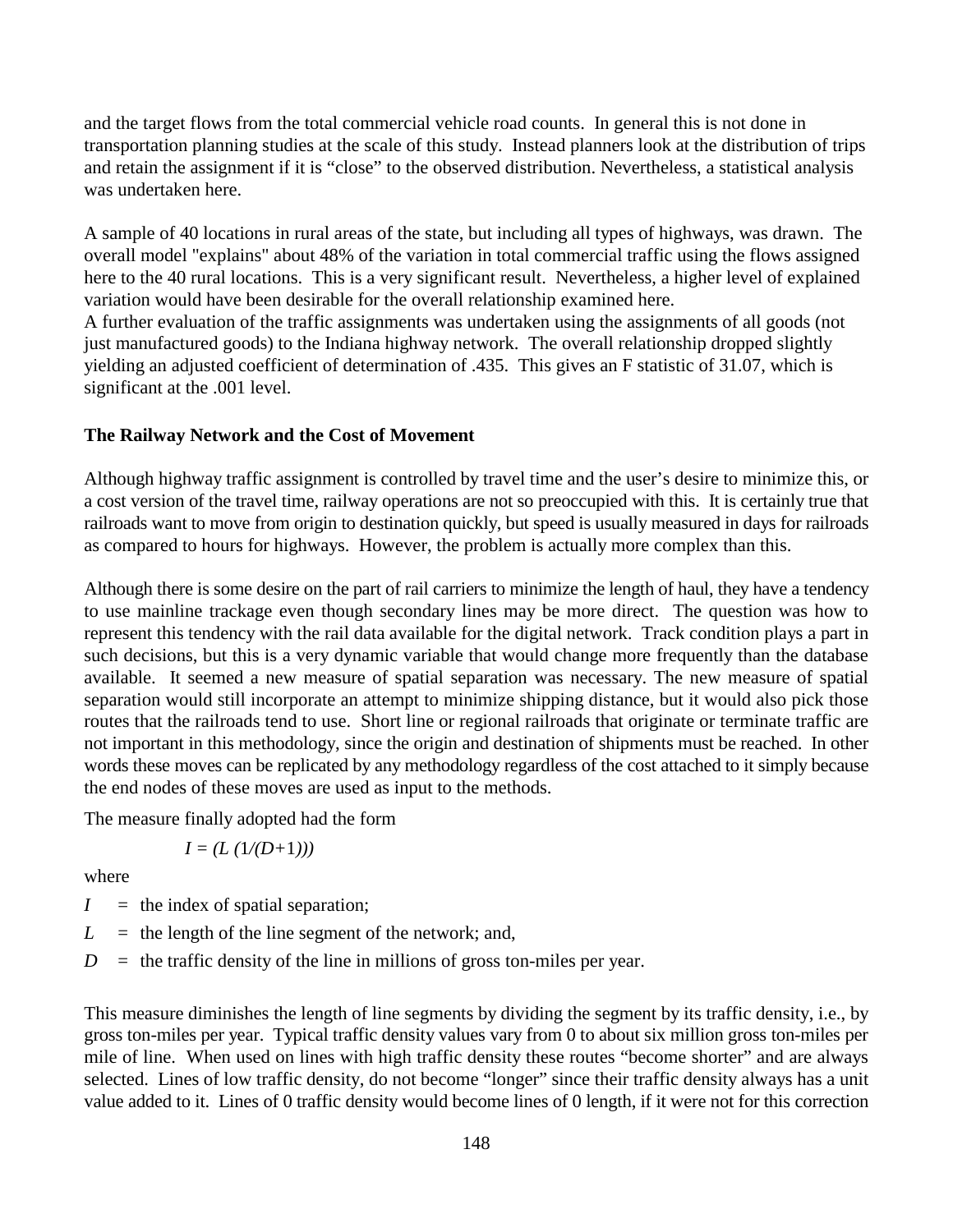and the target flows from the total commercial vehicle road counts. In general this is not done in transportation planning studies at the scale of this study. Instead planners look at the distribution of trips and retain the assignment if it is "close" to the observed distribution. Nevertheless, a statistical analysis was undertaken here.

A sample of 40 locations in rural areas of the state, but including all types of highways, was drawn. The overall model "explains" about 48% of the variation in total commercial traffic using the flows assigned here to the 40 rural locations. This is a very significant result. Nevertheless, a higher level of explained variation would have been desirable for the overall relationship examined here.
A further evaluation of the traffic assignments was undertaken using the assignments of all goods (not just manufactured goods) to the Indiana highway network. The overall relationship dropped slightly yielding an adjusted coefficient of determination of .435. This gives an F statistic of 31.07, which is significant at the .001 level.

**The Railway Network and the Cost of Movement**

Although highway traffic assignment is controlled by travel time and the user's desire to minimize this, or a cost version of the travel time, railway operations are not so preoccupied with this. It is certainly true that railroads want to move from origin to destination quickly, but speed is usually measured in days for railroads as compared to hours for highways. However, the problem is actually more complex than this.

Although there is some desire on the part of rail carriers to minimize the length of haul, they have a tendency to use mainline trackage even though secondary lines may be more direct. The question was how to represent this tendency with the rail data available for the digital network. Track condition plays a part in such decisions, but this is a very dynamic variable that would change more frequently than the database available. It seemed a new measure of spatial separation was necessary. The new measure of spatial separation would still incorporate an attempt to minimize shipping distance, but it would also pick those routes that the railroads tend to use. Short line or regional railroads that originate or terminate traffic are not important in this methodology, since the origin and destination of shipments must be reached. In other words these moves can be replicated by any methodology regardless of the cost attached to it simply because the end nodes of these moves are used as input to the methods.

The measure finally adopted had the form

$$I = (L\,(1/(D+1)))$$

where

$I$ = the index of spatial separation;

$L$ = the length of the line segment of the network; and,

$D$ = the traffic density of the line in millions of gross ton-miles per year.

This measure diminishes the length of line segments by dividing the segment by its traffic density, i.e., by gross ton-miles per year. Typical traffic density values vary from 0 to about six million gross ton-miles per mile of line. When used on lines with high traffic density these routes "become shorter" and are always selected. Lines of low traffic density, do not become "longer" since their traffic density always has a unit value added to it. Lines of 0 traffic density would become lines of 0 length, if it were not for this correction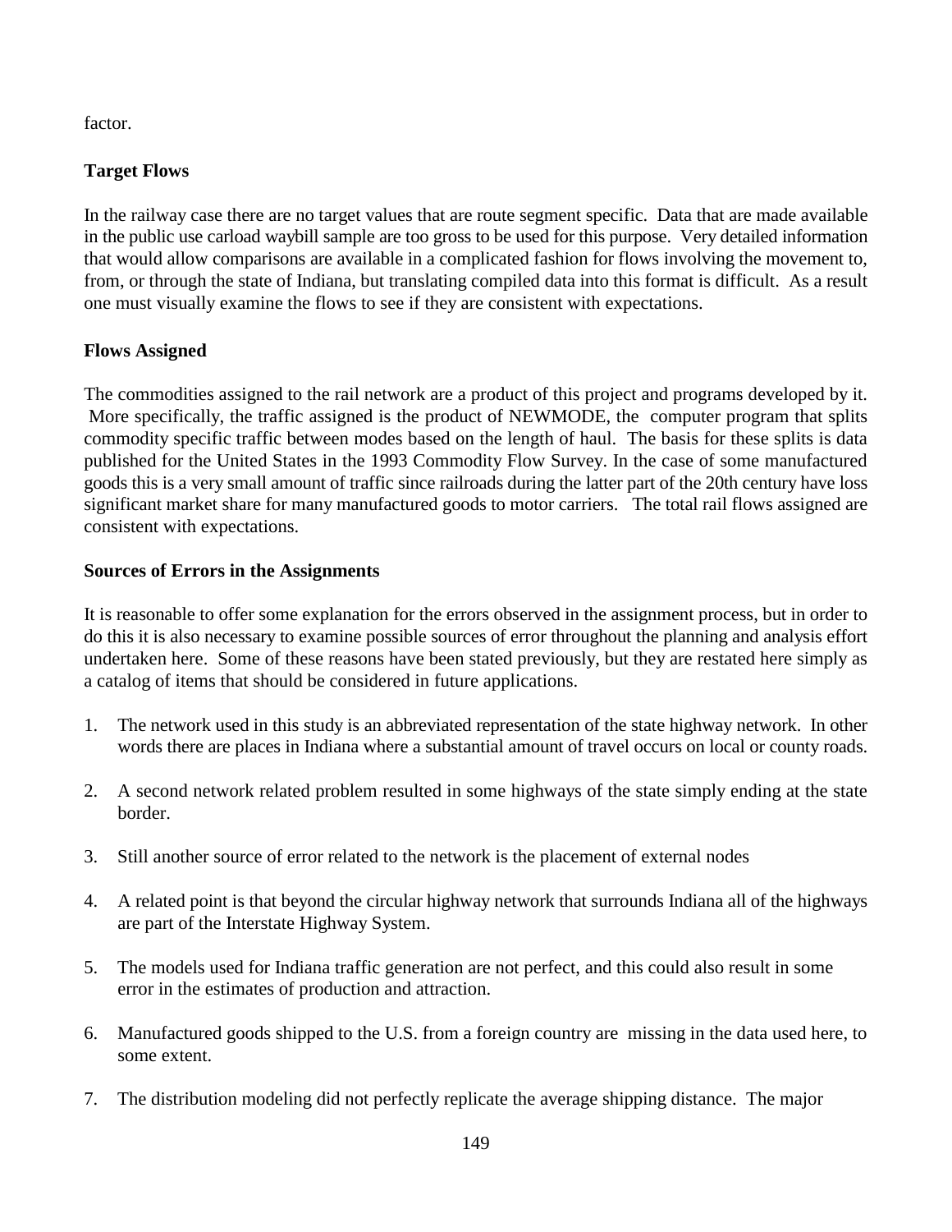factor.

**Target Flows**

In the railway case there are no target values that are route segment specific. Data that are made available in the public use carload waybill sample are too gross to be used for this purpose. Very detailed information that would allow comparisons are available in a complicated fashion for flows involving the movement to, from, or through the state of Indiana, but translating compiled data into this format is difficult. As a result one must visually examine the flows to see if they are consistent with expectations.

**Flows Assigned**

The commodities assigned to the rail network are a product of this project and programs developed by it. More specifically, the traffic assigned is the product of NEWMODE, the computer program that splits commodity specific traffic between modes based on the length of haul. The basis for these splits is data published for the United States in the 1993 Commodity Flow Survey. In the case of some manufactured goods this is a very small amount of traffic since railroads during the latter part of the 20th century have loss significant market share for many manufactured goods to motor carriers. The total rail flows assigned are consistent with expectations.

**Sources of Errors in the Assignments**

It is reasonable to offer some explanation for the errors observed in the assignment process, but in order to do this it is also necessary to examine possible sources of error throughout the planning and analysis effort undertaken here. Some of these reasons have been stated previously, but they are restated here simply as a catalog of items that should be considered in future applications.

1. The network used in this study is an abbreviated representation of the state highway network. In other words there are places in Indiana where a substantial amount of travel occurs on local or county roads.

2. A second network related problem resulted in some highways of the state simply ending at the state border.

3. Still another source of error related to the network is the placement of external nodes

4. A related point is that beyond the circular highway network that surrounds Indiana all of the highways are part of the Interstate Highway System.

5. The models used for Indiana traffic generation are not perfect, and this could also result in some error in the estimates of production and attraction.

6. Manufactured goods shipped to the U.S. from a foreign country are missing in the data used here, to some extent.

7. The distribution modeling did not perfectly replicate the average shipping distance. The major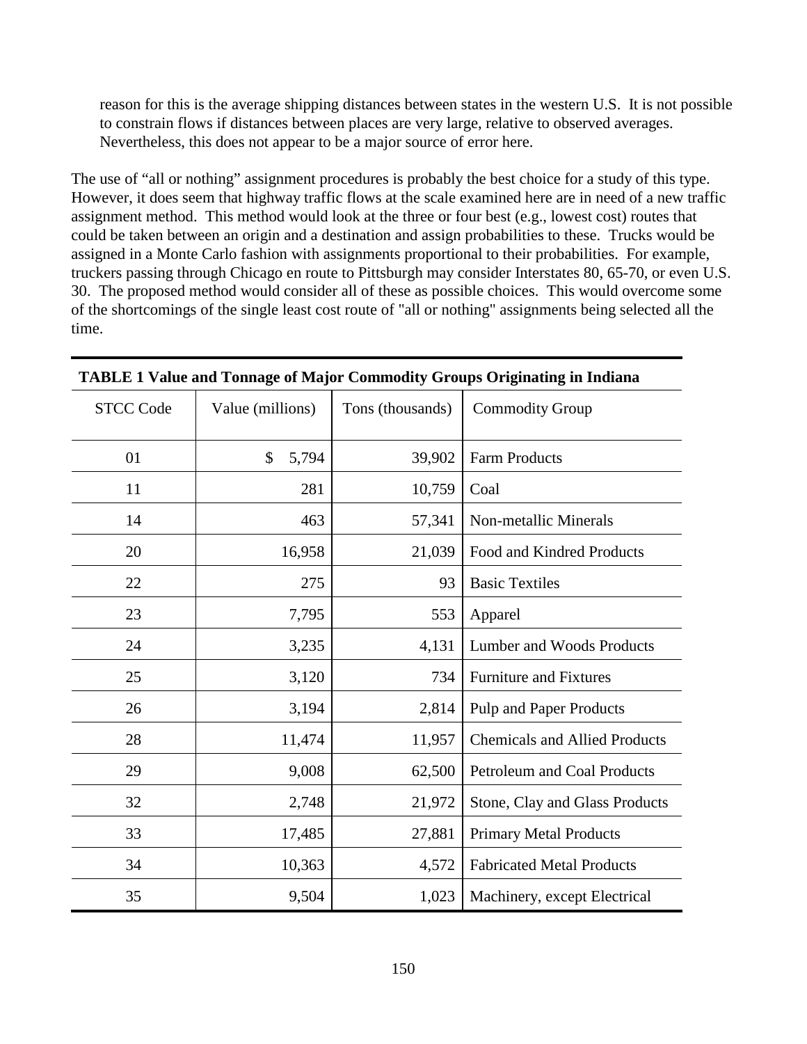reason for this is the average shipping distances between states in the western U.S. It is not possible to constrain flows if distances between places are very large, relative to observed averages. Nevertheless, this does not appear to be a major source of error here.

The use of "all or nothing" assignment procedures is probably the best choice for a study of this type. However, it does seem that highway traffic flows at the scale examined here are in need of a new traffic assignment method. This method would look at the three or four best (e.g., lowest cost) routes that could be taken between an origin and a destination and assign probabilities to these. Trucks would be assigned in a Monte Carlo fashion with assignments proportional to their probabilities. For example, truckers passing through Chicago en route to Pittsburgh may consider Interstates 80, 65-70, or even U.S. 30. The proposed method would consider all of these as possible choices. This would overcome some of the shortcomings of the single least cost route of "all or nothing" assignments being selected all the time.

**TABLE 1 Value and Tonnage of Major Commodity Groups Originating in Indiana**

| STCC Code | Value (millions) | Tons (thousands) | Commodity Group |
|---|---|---|---|
| 01 | $ 5,794 | 39,902 | Farm Products |
| 11 | 281 | 10,759 | Coal |
| 14 | 463 | 57,341 | Non-metallic Minerals |
| 20 | 16,958 | 21,039 | Food and Kindred Products |
| 22 | 275 | 93 | Basic Textiles |
| 23 | 7,795 | 553 | Apparel |
| 24 | 3,235 | 4,131 | Lumber and Woods Products |
| 25 | 3,120 | 734 | Furniture and Fixtures |
| 26 | 3,194 | 2,814 | Pulp and Paper Products |
| 28 | 11,474 | 11,957 | Chemicals and Allied Products |
| 29 | 9,008 | 62,500 | Petroleum and Coal Products |
| 32 | 2,748 | 21,972 | Stone, Clay and Glass Products |
| 33 | 17,485 | 27,881 | Primary Metal Products |
| 34 | 10,363 | 4,572 | Fabricated Metal Products |
| 35 | 9,504 | 1,023 | Machinery, except Electrical |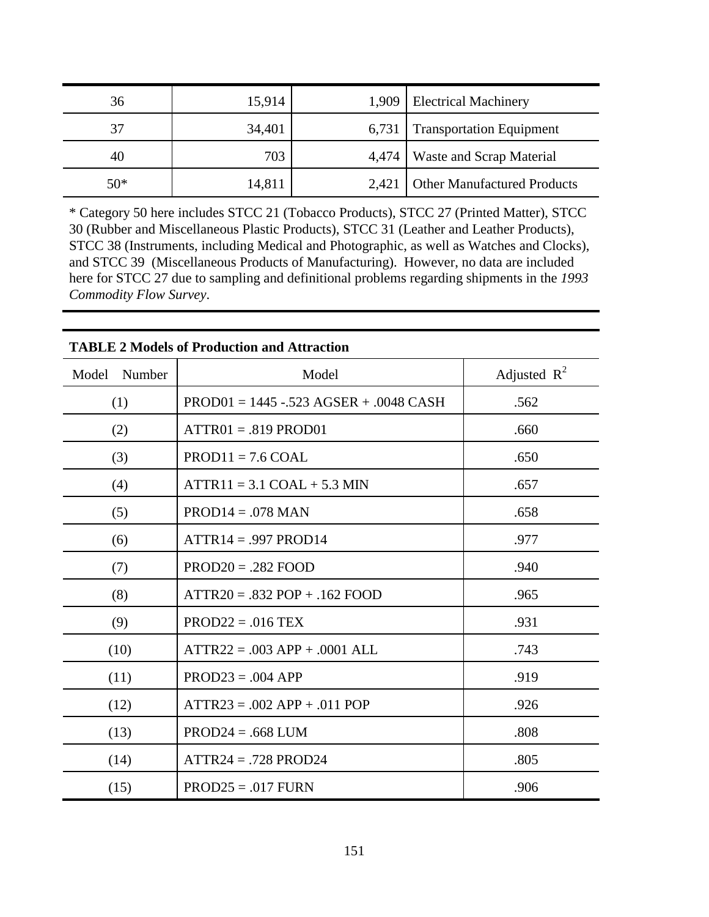| 36 | 15,914 | 1,909 | Electrical Machinery |
|---|---|---|---|
| 37 | 34,401 | 6,731 | Transportation Equipment |
| 40 | 703 | 4,474 | Waste and Scrap Material |
| 50* | 14,811 | 2,421 | Other Manufactured Products |

* Category 50 here includes STCC 21 (Tobacco Products), STCC 27 (Printed Matter), STCC 30 (Rubber and Miscellaneous Plastic Products), STCC 31 (Leather and Leather Products), STCC 38 (Instruments, including Medical and Photographic, as well as Watches and Clocks), and STCC 39 (Miscellaneous Products of Manufacturing). However, no data are included here for STCC 27 due to sampling and definitional problems regarding shipments in the *1993 Commodity Flow Survey*.

**TABLE 2 Models of Production and Attraction**

| Model Number | Model | Adjusted $R^2$ |
|---|---|---|
| (1) | PROD01 = 1445 -.523 AGSER + .0048 CASH | .562 |
| (2) | ATTR01 = .819 PROD01 | .660 |
| (3) | PROD11 = 7.6 COAL | .650 |
| (4) | ATTR11 = 3.1 COAL + 5.3 MIN | .657 |
| (5) | PROD14 = .078 MAN | .658 |
| (6) | ATTR14 = .997 PROD14 | .977 |
| (7) | PROD20 = .282 FOOD | .940 |
| (8) | ATTR20 = .832 POP + .162 FOOD | .965 |
| (9) | PROD22 = .016 TEX | .931 |
| (10) | ATTR22 = .003 APP + .0001 ALL | .743 |
| (11) | PROD23 = .004 APP | .919 |
| (12) | ATTR23 = .002 APP + .011 POP | .926 |
| (13) | PROD24 = .668 LUM | .808 |
| (14) | ATTR24 = .728 PROD24 | .805 |
| (15) | PROD25 = .017 FURN | .906 |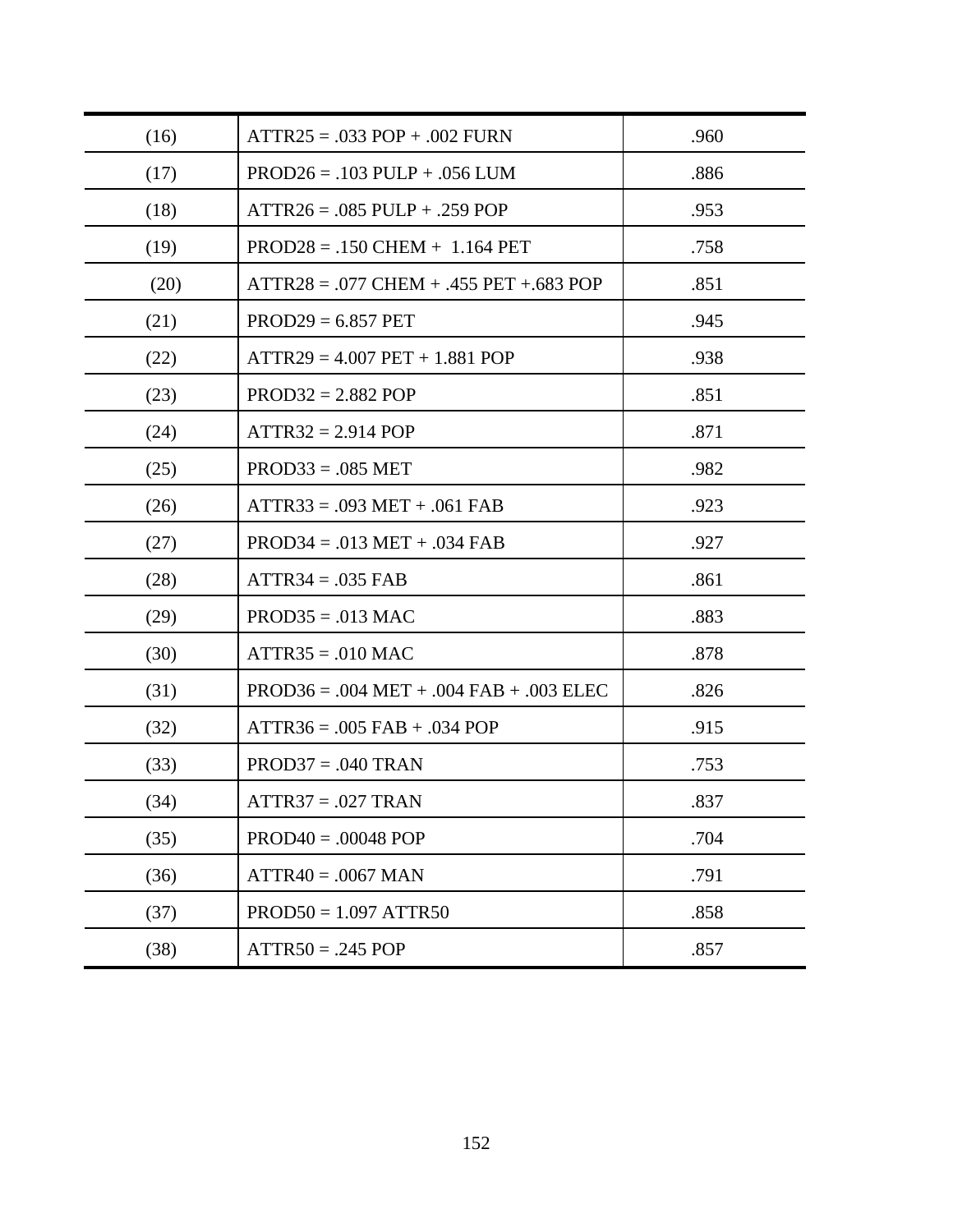| | | |
|---|---|---|
| (16) | ATTR25 = .033 POP + .002 FURN | .960 |
| (17) | PROD26 = .103 PULP + .056 LUM | .886 |
| (18) | ATTR26 = .085 PULP + .259 POP | .953 |
| (19) | PROD28 = .150 CHEM + 1.164 PET | .758 |
| (20) | ATTR28 = .077 CHEM + .455 PET +.683 POP | .851 |
| (21) | PROD29 = 6.857 PET | .945 |
| (22) | ATTR29 = 4.007 PET + 1.881 POP | .938 |
| (23) | PROD32 = 2.882 POP | .851 |
| (24) | ATTR32 = 2.914 POP | .871 |
| (25) | PROD33 = .085 MET | .982 |
| (26) | ATTR33 = .093 MET + .061 FAB | .923 |
| (27) | PROD34 = .013 MET + .034 FAB | .927 |
| (28) | ATTR34 = .035 FAB | .861 |
| (29) | PROD35 = .013 MAC | .883 |
| (30) | ATTR35 = .010 MAC | .878 |
| (31) | PROD36 = .004 MET + .004 FAB + .003 ELEC | .826 |
| (32) | ATTR36 = .005 FAB + .034 POP | .915 |
| (33) | PROD37 = .040 TRAN | .753 |
| (34) | ATTR37 = .027 TRAN | .837 |
| (35) | PROD40 = .00048 POP | .704 |
| (36) | ATTR40 = .0067 MAN | .791 |
| (37) | PROD50 = 1.097 ATTR50 | .858 |
| (38) | ATTR50 = .245 POP | .857 |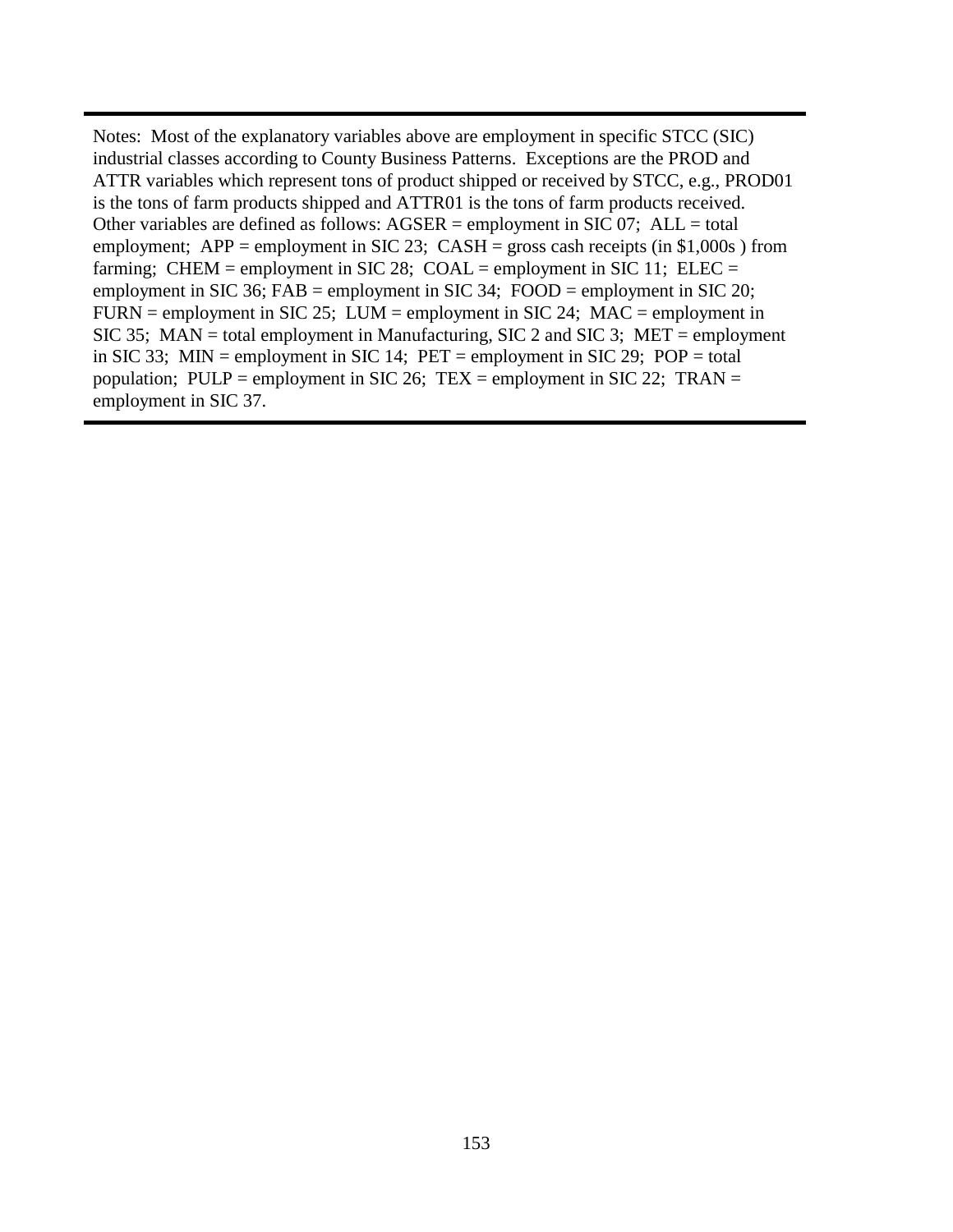Notes: Most of the explanatory variables above are employment in specific STCC (SIC) industrial classes according to County Business Patterns. Exceptions are the PROD and ATTR variables which represent tons of product shipped or received by STCC, e.g., PROD01 is the tons of farm products shipped and ATTR01 is the tons of farm products received. Other variables are defined as follows: AGSER = employment in SIC 07; ALL = total employment; APP = employment in SIC 23; CASH = gross cash receipts (in $1,000s ) from farming; CHEM = employment in SIC 28; COAL = employment in SIC 11; ELEC = employment in SIC 36; FAB = employment in SIC 34; FOOD = employment in SIC 20; FURN = employment in SIC 25; LUM = employment in SIC 24; MAC = employment in SIC 35; MAN = total employment in Manufacturing, SIC 2 and SIC 3; MET = employment in SIC 33; MIN = employment in SIC 14; PET = employment in SIC 29; POP = total population; PULP = employment in SIC 26; TEX = employment in SIC 22; TRAN = employment in SIC 37.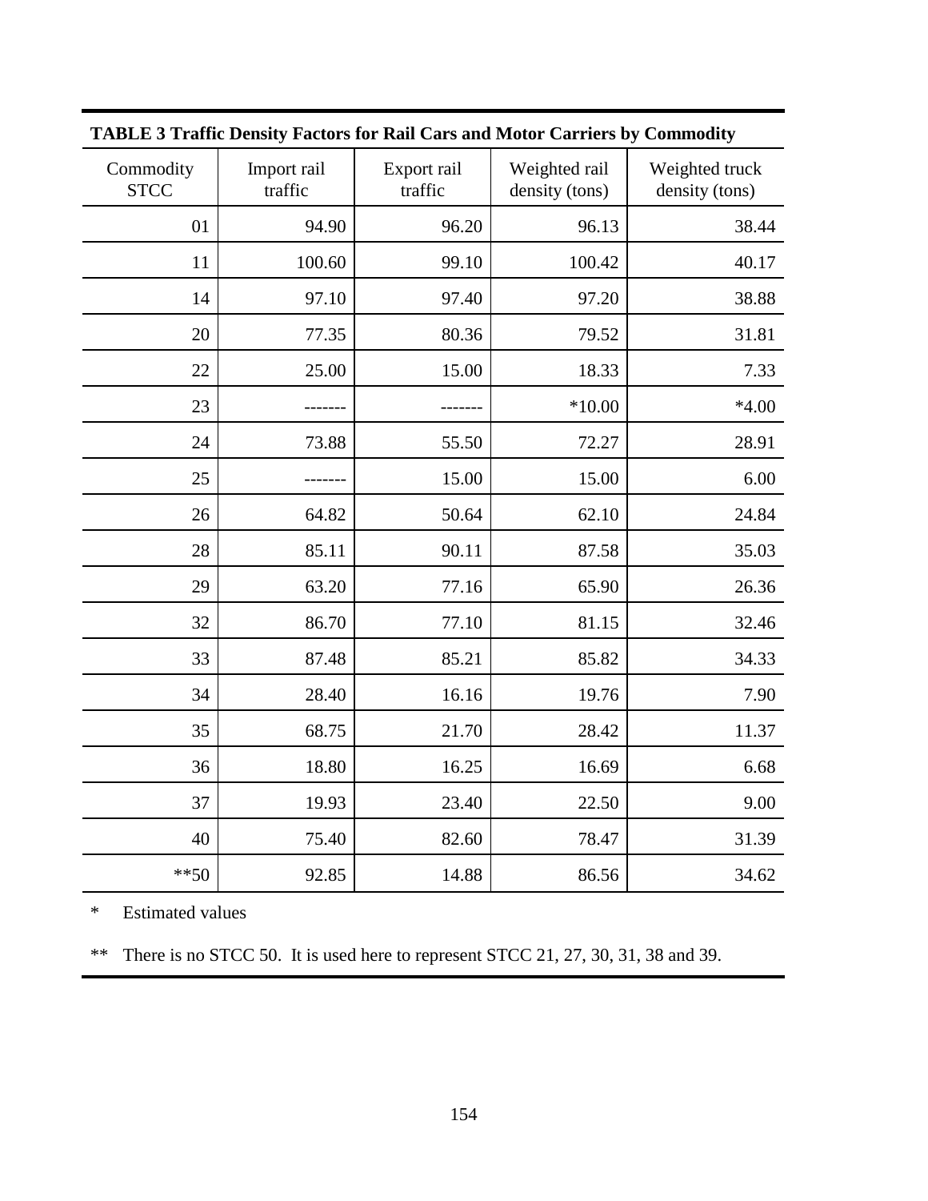**TABLE 3 Traffic Density Factors for Rail Cars and Motor Carriers by Commodity**

| Commodity STCC | Import rail traffic | Export rail traffic | Weighted rail density (tons) | Weighted truck density (tons) |
|---|---|---|---|---|
| 01 | 94.90 | 96.20 | 96.13 | 38.44 |
| 11 | 100.60 | 99.10 | 100.42 | 40.17 |
| 14 | 97.10 | 97.40 | 97.20 | 38.88 |
| 20 | 77.35 | 80.36 | 79.52 | 31.81 |
| 22 | 25.00 | 15.00 | 18.33 | 7.33 |
| 23 | ------- | ------- | *10.00 | *4.00 |
| 24 | 73.88 | 55.50 | 72.27 | 28.91 |
| 25 | ------- | 15.00 | 15.00 | 6.00 |
| 26 | 64.82 | 50.64 | 62.10 | 24.84 |
| 28 | 85.11 | 90.11 | 87.58 | 35.03 |
| 29 | 63.20 | 77.16 | 65.90 | 26.36 |
| 32 | 86.70 | 77.10 | 81.15 | 32.46 |
| 33 | 87.48 | 85.21 | 85.82 | 34.33 |
| 34 | 28.40 | 16.16 | 19.76 | 7.90 |
| 35 | 68.75 | 21.70 | 28.42 | 11.37 |
| 36 | 18.80 | 16.25 | 16.69 | 6.68 |
| 37 | 19.93 | 23.40 | 22.50 | 9.00 |
| 40 | 75.40 | 82.60 | 78.47 | 31.39 |
| **50 | 92.85 | 14.88 | 86.56 | 34.62 |

\* Estimated values

** There is no STCC 50. It is used here to represent STCC 21, 27, 30, 31, 38 and 39.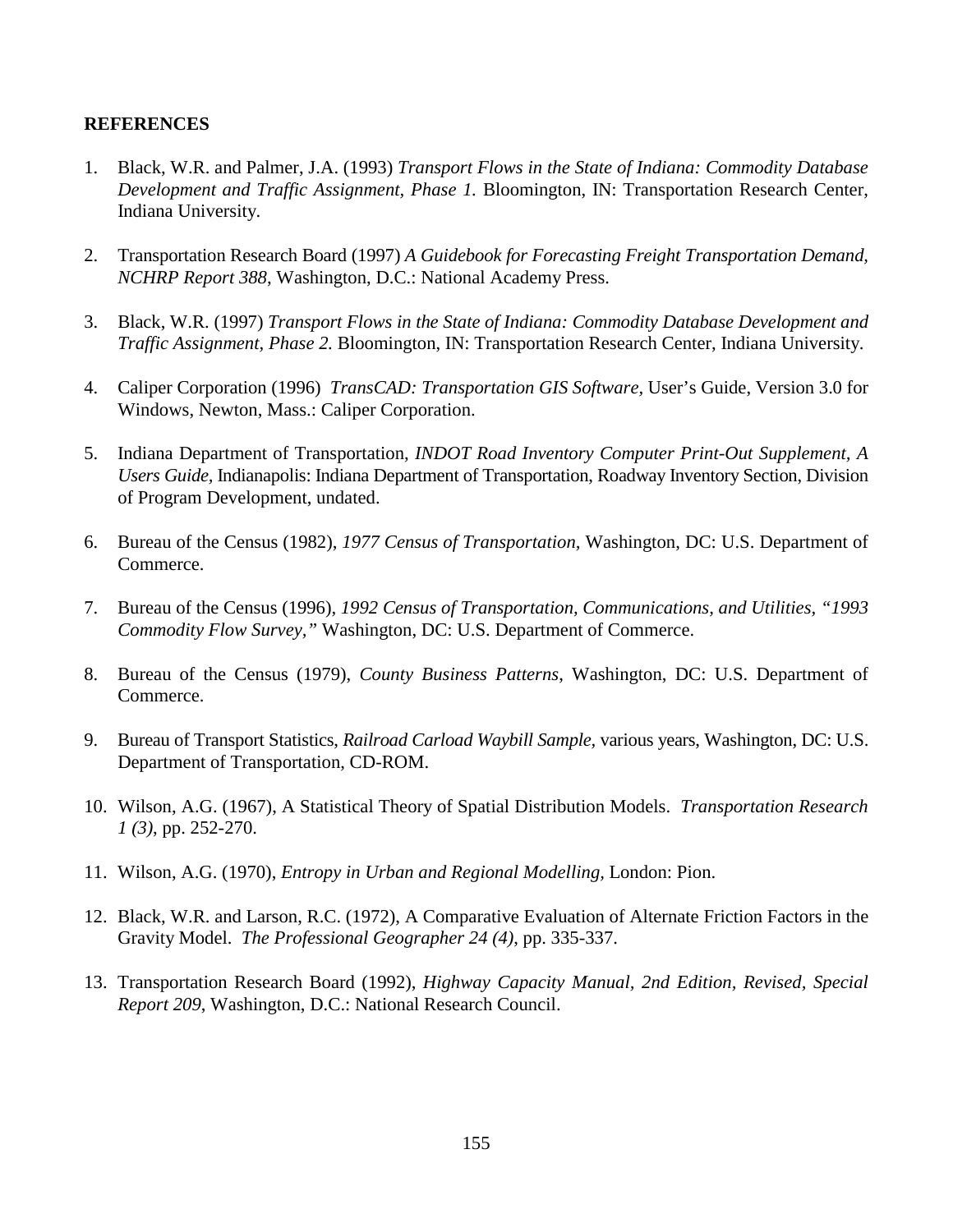## REFERENCES

1. Black, W.R. and Palmer, J.A. (1993) *Transport Flows in the State of Indiana: Commodity Database Development and Traffic Assignment, Phase 1.* Bloomington, IN: Transportation Research Center, Indiana University.

2. Transportation Research Board (1997) *A Guidebook for Forecasting Freight Transportation Demand, NCHRP Report 388*, Washington, D.C.: National Academy Press.

3. Black, W.R. (1997) *Transport Flows in the State of Indiana: Commodity Database Development and Traffic Assignment, Phase 2.* Bloomington, IN: Transportation Research Center, Indiana University.

4. Caliper Corporation (1996) *TransCAD: Transportation GIS Software,* User's Guide, Version 3.0 for Windows, Newton, Mass.: Caliper Corporation.

5. Indiana Department of Transportation, *INDOT Road Inventory Computer Print-Out Supplement, A Users Guide,* Indianapolis: Indiana Department of Transportation, Roadway Inventory Section, Division of Program Development, undated.

6. Bureau of the Census (1982), *1977 Census of Transportation,* Washington, DC: U.S. Department of Commerce.

7. Bureau of the Census (1996), *1992 Census of Transportation, Communications, and Utilities, "1993 Commodity Flow Survey,"* Washington, DC: U.S. Department of Commerce.

8. Bureau of the Census (1979), *County Business Patterns*, Washington, DC: U.S. Department of Commerce.

9. Bureau of Transport Statistics, *Railroad Carload Waybill Sample,* various years, Washington, DC: U.S. Department of Transportation, CD-ROM.

10. Wilson, A.G. (1967), A Statistical Theory of Spatial Distribution Models. *Transportation Research 1 (3),* pp. 252-270.

11. Wilson, A.G. (1970), *Entropy in Urban and Regional Modelling,* London: Pion.

12. Black, W.R. and Larson, R.C. (1972), A Comparative Evaluation of Alternate Friction Factors in the Gravity Model. *The Professional Geographer 24 (4),* pp. 335-337.

13. Transportation Research Board (1992), *Highway Capacity Manual, 2nd Edition, Revised, Special Report 209*, Washington, D.C.: National Research Council.